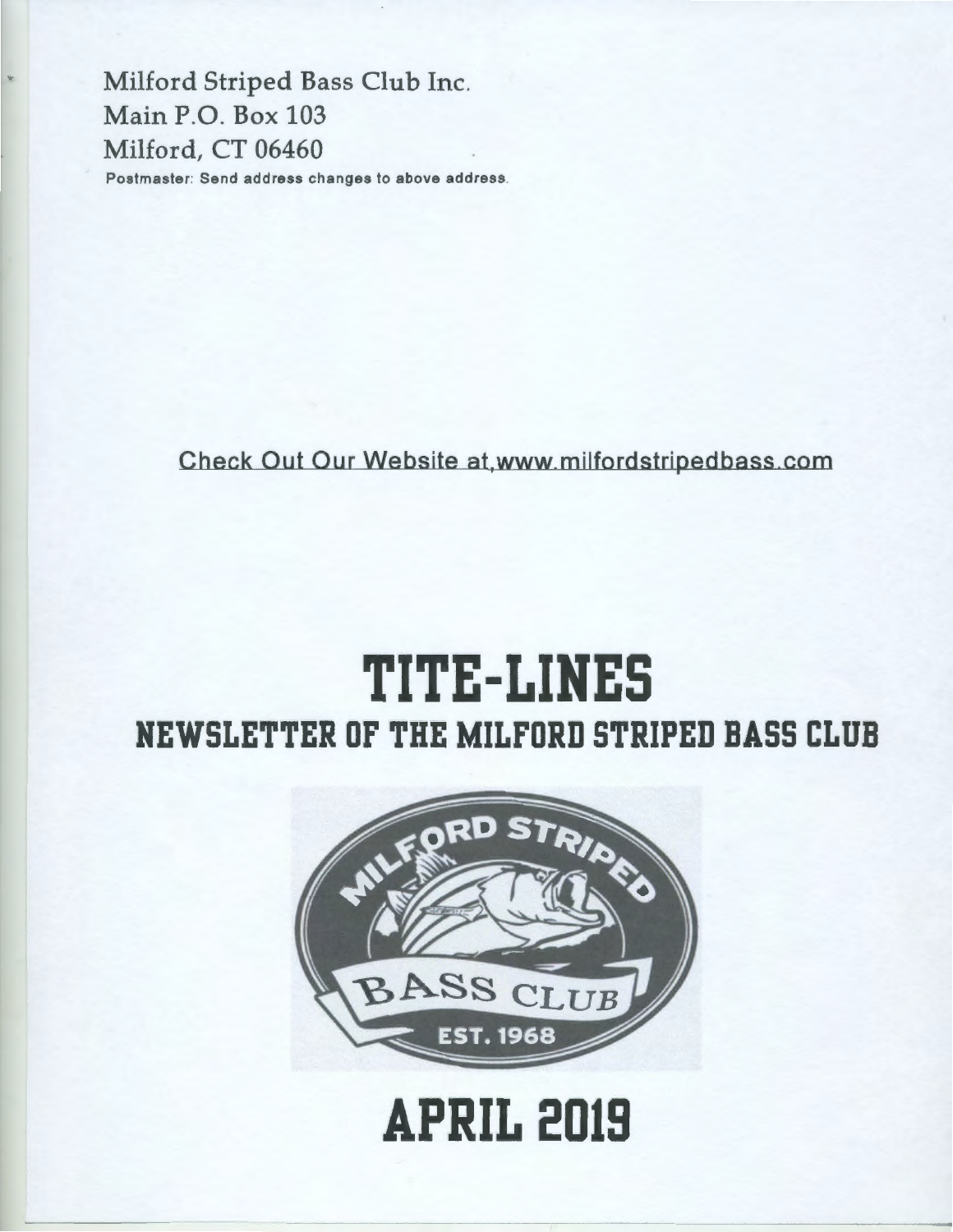Milford Striped Bass Club Inc.
Main P.O. Box 103
Milford, CT 06460

Postmaster: Send address changes to above address.

Check Out Our Website at www.milfordstripedbass.com

# TITE-LINES

## NEWSLETTER OF THE MILFORD STRIPED BASS CLUB

MILFORD STRIPED BASS CLUB EST. 1968

# APRIL 2019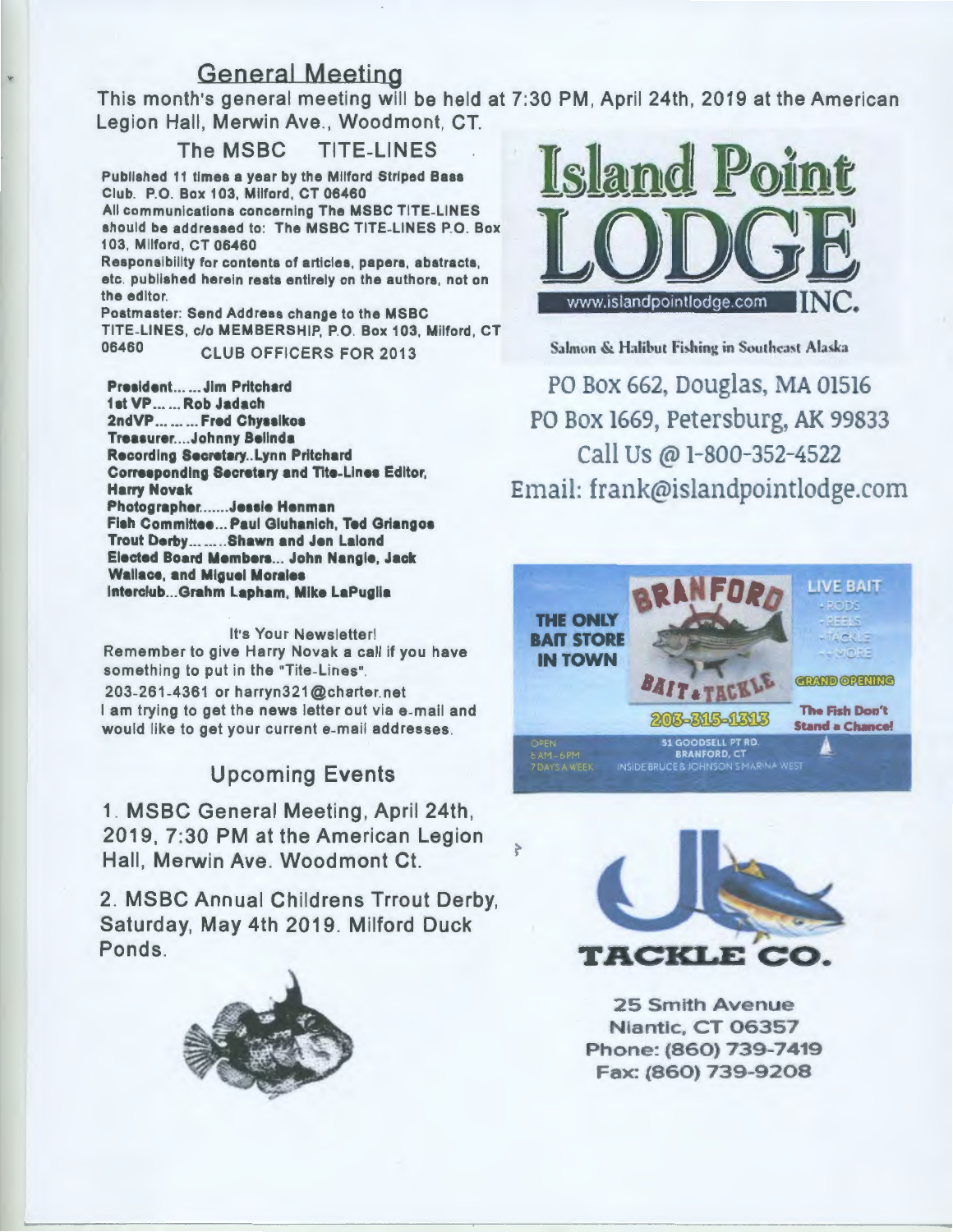## General Meeting

This month's general meeting will be held at 7:30 PM, April 24th, 2019 at the American Legion Hall, Merwin Ave., Woodmont, CT.

### The MSBC TITE-LINES

**Published 11 times a year by the Milford Striped Bass Club. P.O. Box 103, Milford, CT 06460**
**All communications concerning The MSBC TITE-LINES should be addressed to: The MSBC TITE-LINES P.O. Box 103, Milford, CT 06460**
**Responsibility for contents of articles, papers, abstracts, etc. published herein rests entirely on the authors, not on the editor.**
**Postmaster: Send Address change to the MSBC TITE-LINES, c/o MEMBERSHIP, P.O. Box 103, Milford, CT 06460**

CLUB OFFICERS FOR 2013

**President……Jim Pritchard**
**1st VP……Rob Jadach**
**2ndVP………Fred Chyssikos**
**Treasurer....Johnny Belinda**
**Recording Secretary..Lynn Pritchard**
**Corresponding Secretary and Tite-Lines Editor, Harry Novak**
**Photographer.......Jessie Henman**
**Fish Committee... Paul Gluhanich, Ted Griangos**
**Trout Derby………Shawn and Jen Lalond**
**Elected Board Members... John Nangle, Jack Wallace, and Miguel Morales**
**Interclub...Grahm Lapham, Mike LaPuglia**

It's Your Newsletter!
Remember to give Harry Novak a call if you have something to put in the "Tite-Lines".
203-261-4361 or harryn321@charter.net
I am trying to get the news letter out via e-mail and would like to get your current e-mail addresses.

### Upcoming Events

1. MSBC General Meeting, April 24th, 2019, 7:30 PM at the American Legion Hall, Merwin Ave. Woodmont Ct.

2. MSBC Annual Childrens Trrout Derby, Saturday, May 4th 2019. Milford Duck Ponds.

**Island Point LODGE INC.**
www.islandpointlodge.com

Salmon & Halibut Fishing in Southeast Alaska

PO Box 662, Douglas, MA 01516
PO Box 1669, Petersburg, AK 99833
Call Us @ 1-800-352-4522
Email: frank@islandpointlodge.com

**BRANFORD BAIT & TACKLE**
THE ONLY BAIT STORE IN TOWN
LIVE BAIT • RODS • REELS • TACKLE • + MORE
GRAND OPENING
203-315-1313
The Fish Don't Stand a Chance!
OPEN 5 AM - 6 PM 7 DAYS A WEEK
51 GOODSELL PT RD. BRANFORD, CT
INSIDE BRUCE & JOHNSON'S MARINA WEST

**JB TACKLE CO.**
25 Smith Avenue
Niantic, CT 06357
Phone: (860) 739-7419
Fax: (860) 739-9208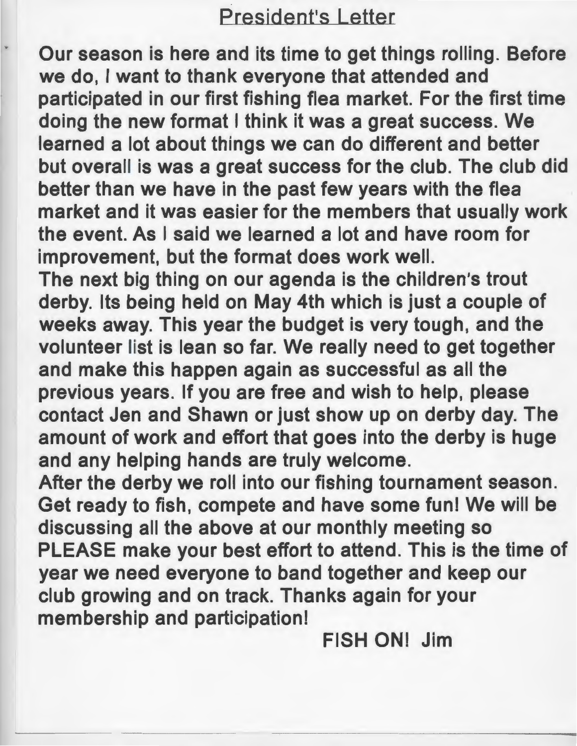## President's Letter

**Our season is here and its time to get things rolling. Before we do, I want to thank everyone that attended and participated in our first fishing flea market. For the first time doing the new format I think it was a great success. We learned a lot about things we can do different and better but overall is was a great success for the club. The club did better than we have in the past few years with the flea market and it was easier for the members that usually work the event. As I said we learned a lot and have room for improvement, but the format does work well.**

**The next big thing on our agenda is the children's trout derby. Its being held on May 4th which is just a couple of weeks away. This year the budget is very tough, and the volunteer list is lean so far. We really need to get together and make this happen again as successful as all the previous years. If you are free and wish to help, please contact Jen and Shawn or just show up on derby day. The amount of work and effort that goes into the derby is huge and any helping hands are truly welcome.**

**After the derby we roll into our fishing tournament season. Get ready to fish, compete and have some fun! We will be discussing all the above at our monthly meeting so PLEASE make your best effort to attend. This is the time of year we need everyone to band together and keep our club growing and on track. Thanks again for your membership and participation!**

**FISH ON! Jim**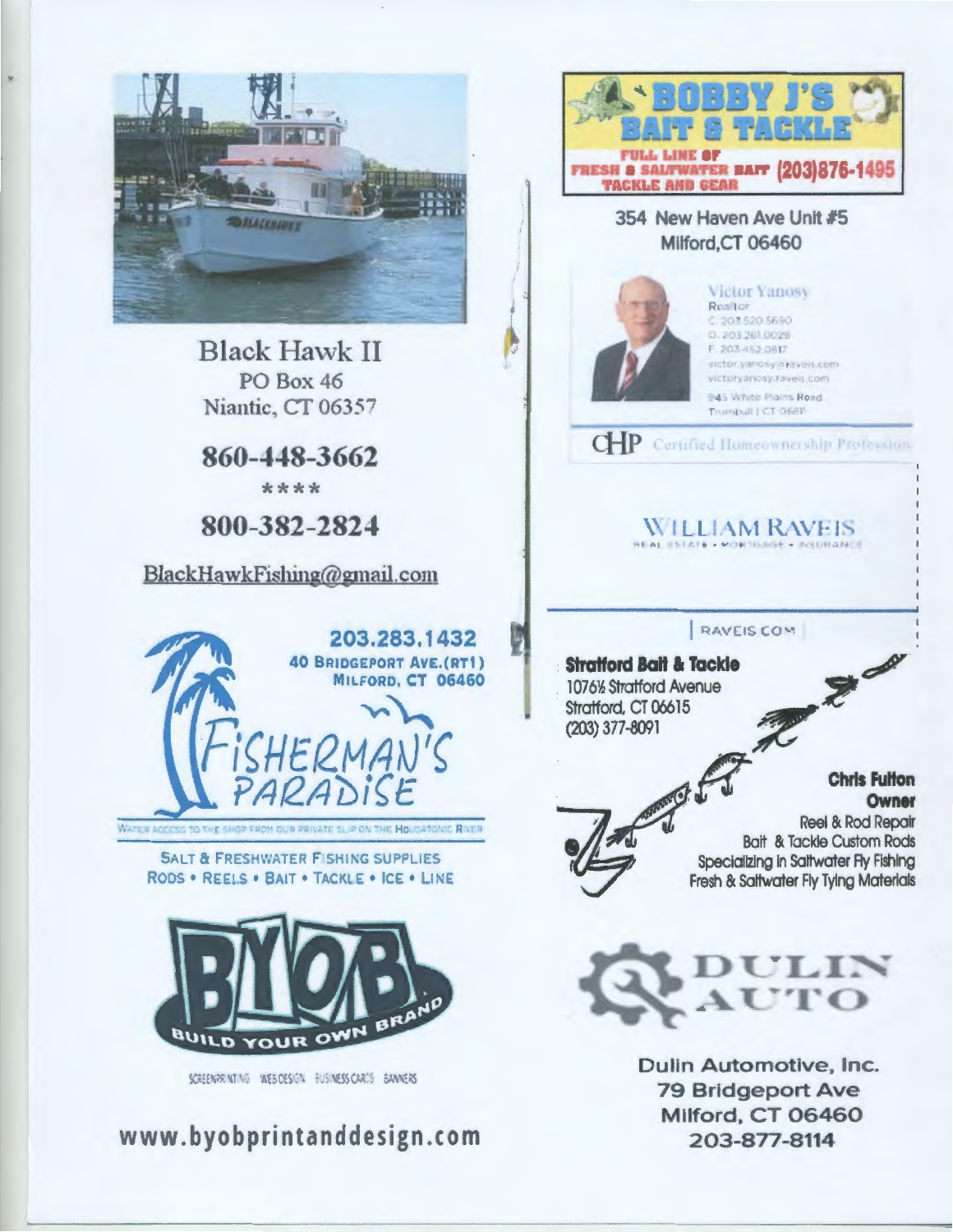Black Hawk II
PO Box 46
Niantic, CT 06357

**860-448-3662**

\*\*\*\*

**800-382-2824**

BlackHawkFishing@gmail.com

**203.283.1432**
**40 BRIDGEPORT AVE.(RT1)**
**MILFORD, CT 06460**

FISHERMAN'S PARADISE

WATER ACCESS TO THE SHOP FROM OUR PRIVATE SLIP ON THE HOUSATONIC RIVER

SALT & FRESHWATER FISHING SUPPLIES
RODS • REELS • BAIT • TACKLE • ICE • LINE

BYOB
BUILD YOUR OWN BRAND

SCREENPRINTING WEB DESIGN BUSINESS CARDS BANNERS

**www.byobprintanddesign.com**

**BOBBY J'S BAIT & TACKLE**
FULL LINE OF FRESH & SALTWATER BAIT TACKLE AND GEAR **(203)876-1495**

354 New Haven Ave Unit #5
Milford,CT 06460

Victor Yanosy
Realtor
C. 203.520.5690
O. 203.261.0028
F. 203.452.0817
victor.yanosy@raveis.com
victoryanosy.raveis.com
945 White Plains Road
Trumbull | CT 06611

CHP Certified Homeownership Professional

WILLIAM RAVEIS
REAL ESTATE • MORTGAGE • INSURANCE

RAVEIS.COM

**Stratford Bait & Tackle**
1076½ Stratford Avenue
Stratford, CT 06615
(203) 377-8091

**Chris Fulton**
**Owner**
Reel & Rod Repair
Bait & Tackle Custom Rods
Specializing in Saltwater Fly Fishing
Fresh & Saltwater Fly Tying Materials

DULIN AUTO

Dulin Automotive, Inc.
79 Bridgeport Ave
Milford, CT 06460
203-877-8114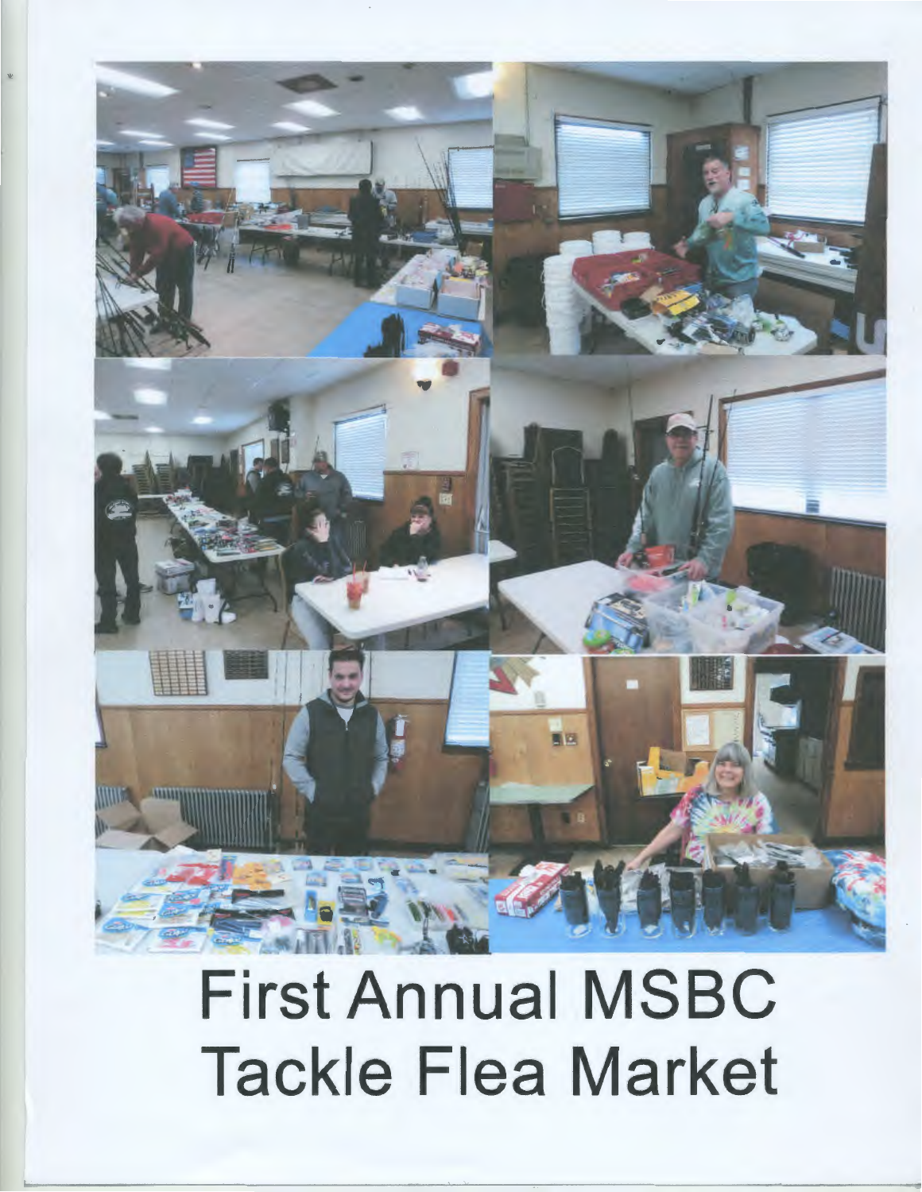# First Annual MSBC Tackle Flea Market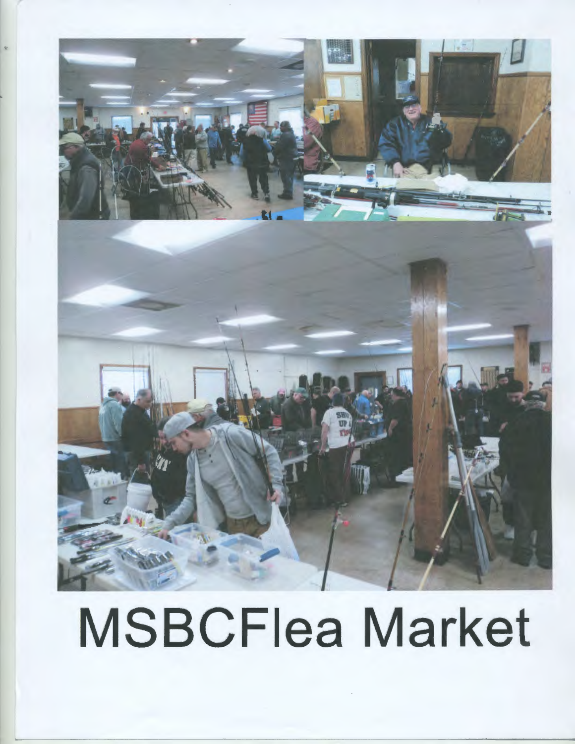# MSBCFlea Market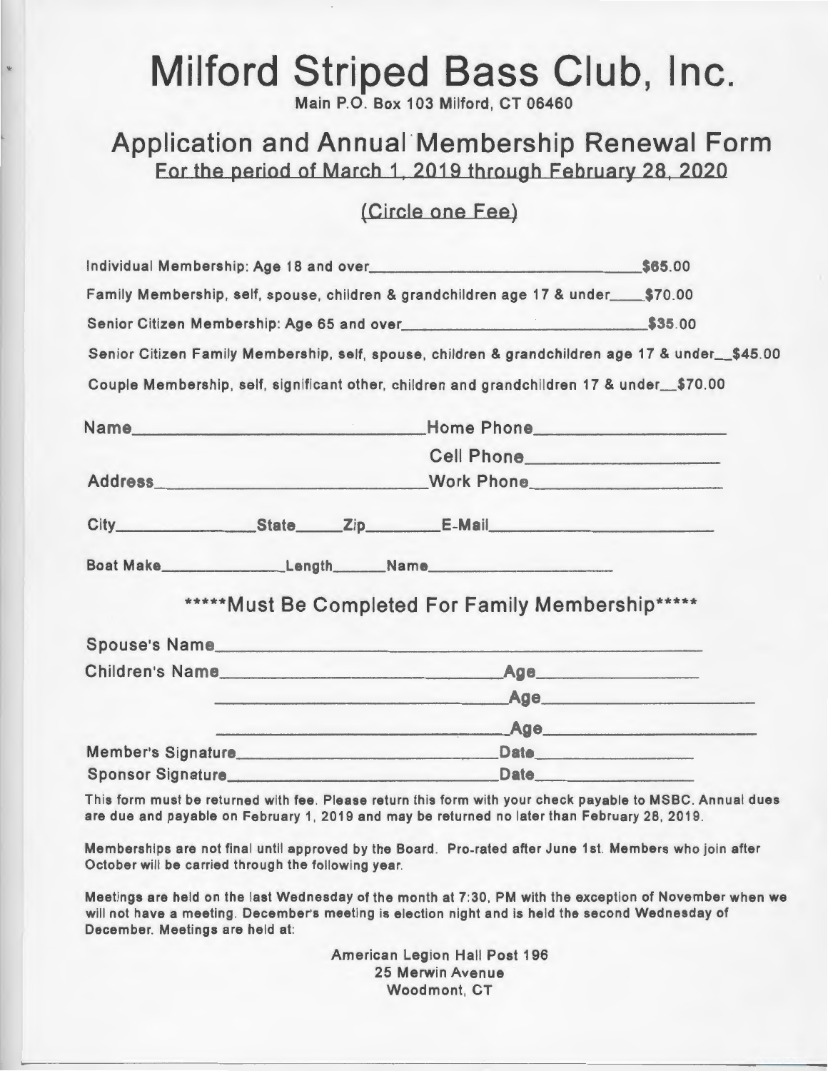# Milford Striped Bass Club, Inc.

Main P.O. Box 103 Milford, CT 06460

## Application and Annual Membership Renewal Form

**For the period of March 1, 2019 through February 28, 2020**

**(Circle one Fee)**

Individual Membership: Age 18 and over\_\_\_\_\_\_\_\_\_\_\_\_\_\_\_\_\_\_\_\_\_\_\_\_\_\_\_\_\_\_$65.00

Family Membership, self, spouse, children & grandchildren age 17 & under\_\_\_\_$70.00

Senior Citizen Membership: Age 65 and over\_\_\_\_\_\_\_\_\_\_\_\_\_\_\_\_\_\_\_\_\_\_\_\_\_\_\_\_$35.00

Senior Citizen Family Membership, self, spouse, children & grandchildren age 17 & under\_\_$45.00

Couple Membership, self, significant other, children and grandchildren 17 & under\_\_$70.00

Name\_\_\_\_\_\_\_\_\_\_\_\_\_\_\_\_\_\_\_\_\_\_\_\_\_\_\_\_\_\_ Home Phone\_\_\_\_\_\_\_\_\_\_\_\_\_\_\_\_\_\_\_\_

Cell Phone\_\_\_\_\_\_\_\_\_\_\_\_\_\_\_\_\_\_\_\_

Address\_\_\_\_\_\_\_\_\_\_\_\_\_\_\_\_\_\_\_\_\_\_\_\_\_\_\_\_\_\_ Work Phone\_\_\_\_\_\_\_\_\_\_\_\_\_\_\_\_\_\_\_\_

City\_\_\_\_\_\_\_\_\_\_\_\_\_\_\_ State\_\_\_\_\_ Zip\_\_\_\_\_\_\_\_ E-Mail\_\_\_\_\_\_\_\_\_\_\_\_\_\_\_\_\_\_\_\_\_\_\_\_\_

Boat Make\_\_\_\_\_\_\_\_\_\_\_\_\_\_ Length\_\_\_\_\_\_ Name\_\_\_\_\_\_\_\_\_\_\_\_\_\_\_\_\_\_\_\_

### *****Must Be Completed For Family Membership*****

Spouse's Name\_\_\_\_\_\_\_\_\_\_\_\_\_\_\_\_\_\_\_\_\_\_\_\_\_\_\_\_\_\_\_\_\_\_\_\_\_\_\_\_\_\_\_\_\_\_\_\_

Children's Name\_\_\_\_\_\_\_\_\_\_\_\_\_\_\_\_\_\_\_\_\_\_\_\_\_\_\_\_\_\_ Age\_\_\_\_\_\_\_\_\_\_\_\_\_\_\_\_

\_\_\_\_\_\_\_\_\_\_\_\_\_\_\_\_\_\_\_\_\_\_\_\_\_\_\_\_\_\_ Age\_\_\_\_\_\_\_\_\_\_\_\_\_\_\_\_

\_\_\_\_\_\_\_\_\_\_\_\_\_\_\_\_\_\_\_\_\_\_\_\_\_\_\_\_\_\_ Age\_\_\_\_\_\_\_\_\_\_\_\_\_\_\_\_

Member's Signature\_\_\_\_\_\_\_\_\_\_\_\_\_\_\_\_\_\_\_\_\_\_\_\_\_\_\_\_\_\_ Date\_\_\_\_\_\_\_\_\_\_\_\_\_\_\_\_

Sponsor Signature\_\_\_\_\_\_\_\_\_\_\_\_\_\_\_\_\_\_\_\_\_\_\_\_\_\_\_\_\_\_ Date\_\_\_\_\_\_\_\_\_\_\_\_\_\_\_\_

This form must be returned with fee. Please return this form with your check payable to MSBC. Annual dues are due and payable on February 1, 2019 and may be returned no later than February 28, 2019.

Memberships are not final until approved by the Board. Pro-rated after June 1st. Members who join after October will be carried through the following year.

Meetings are held on the last Wednesday of the month at 7:30, PM with the exception of November when we will not have a meeting. December's meeting is election night and is held the second Wednesday of December. Meetings are held at:

American Legion Hall Post 196
25 Merwin Avenue
Woodmont, CT